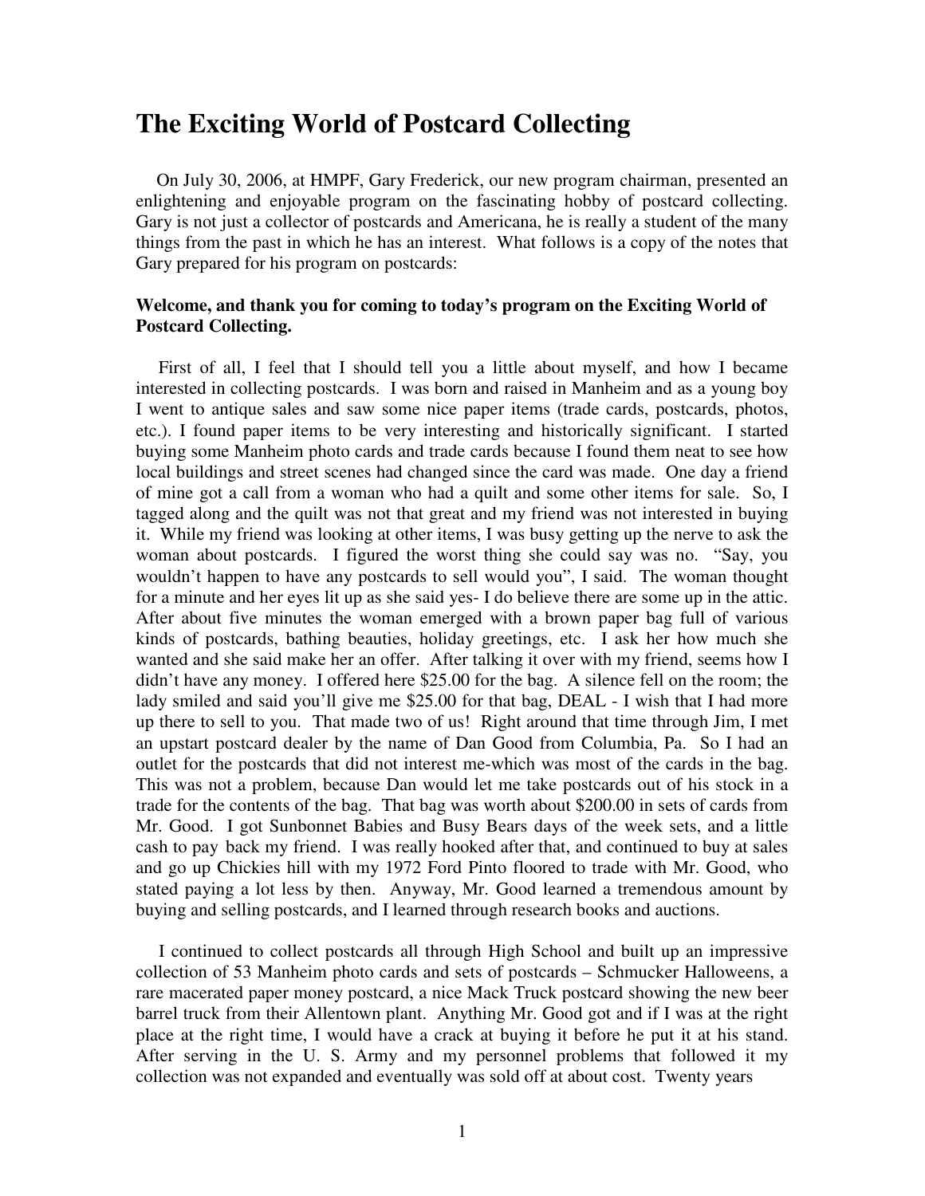# The Exciting World of Postcard Collecting

On July 30, 2006, at HMPF, Gary Frederick, our new program chairman, presented an enlightening and enjoyable program on the fascinating hobby of postcard collecting. Gary is not just a collector of postcards and Americana, he is really a student of the many things from the past in which he has an interest. What follows is a copy of the notes that Gary prepared for his program on postcards:

**Welcome, and thank you for coming to today's program on the Exciting World of Postcard Collecting.**

First of all, I feel that I should tell you a little about myself, and how I became interested in collecting postcards. I was born and raised in Manheim and as a young boy I went to antique sales and saw some nice paper items (trade cards, postcards, photos, etc.). I found paper items to be very interesting and historically significant. I started buying some Manheim photo cards and trade cards because I found them neat to see how local buildings and street scenes had changed since the card was made. One day a friend of mine got a call from a woman who had a quilt and some other items for sale. So, I tagged along and the quilt was not that great and my friend was not interested in buying it. While my friend was looking at other items, I was busy getting up the nerve to ask the woman about postcards. I figured the worst thing she could say was no. "Say, you wouldn't happen to have any postcards to sell would you", I said. The woman thought for a minute and her eyes lit up as she said yes- I do believe there are some up in the attic. After about five minutes the woman emerged with a brown paper bag full of various kinds of postcards, bathing beauties, holiday greetings, etc. I ask her how much she wanted and she said make her an offer. After talking it over with my friend, seems how I didn't have any money. I offered here $25.00 for the bag. A silence fell on the room; the lady smiled and said you'll give me $25.00 for that bag, DEAL - I wish that I had more up there to sell to you. That made two of us! Right around that time through Jim, I met an upstart postcard dealer by the name of Dan Good from Columbia, Pa. So I had an outlet for the postcards that did not interest me-which was most of the cards in the bag. This was not a problem, because Dan would let me take postcards out of his stock in a trade for the contents of the bag. That bag was worth about $200.00 in sets of cards from Mr. Good. I got Sunbonnet Babies and Busy Bears days of the week sets, and a little cash to pay back my friend. I was really hooked after that, and continued to buy at sales and go up Chickies hill with my 1972 Ford Pinto floored to trade with Mr. Good, who stated paying a lot less by then. Anyway, Mr. Good learned a tremendous amount by buying and selling postcards, and I learned through research books and auctions.

I continued to collect postcards all through High School and built up an impressive collection of 53 Manheim photo cards and sets of postcards – Schmucker Halloweens, a rare macerated paper money postcard, a nice Mack Truck postcard showing the new beer barrel truck from their Allentown plant. Anything Mr. Good got and if I was at the right place at the right time, I would have a crack at buying it before he put it at his stand. After serving in the U. S. Army and my personnel problems that followed it my collection was not expanded and eventually was sold off at about cost. Twenty years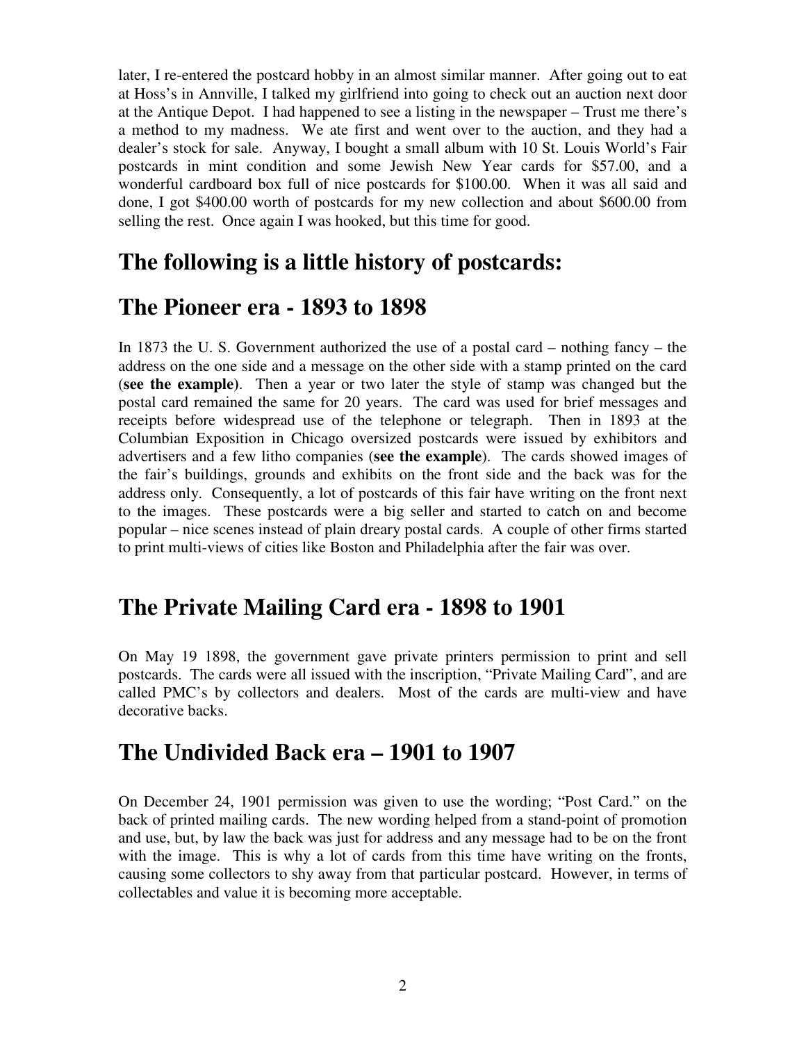later, I re-entered the postcard hobby in an almost similar manner. After going out to eat at Hoss's in Annville, I talked my girlfriend into going to check out an auction next door at the Antique Depot. I had happened to see a listing in the newspaper – Trust me there's a method to my madness. We ate first and went over to the auction, and they had a dealer's stock for sale. Anyway, I bought a small album with 10 St. Louis World's Fair postcards in mint condition and some Jewish New Year cards for $57.00, and a wonderful cardboard box full of nice postcards for $100.00. When it was all said and done, I got $400.00 worth of postcards for my new collection and about $600.00 from selling the rest. Once again I was hooked, but this time for good.

## The following is a little history of postcards:

## The Pioneer era - 1893 to 1898

In 1873 the U. S. Government authorized the use of a postal card – nothing fancy – the address on the one side and a message on the other side with a stamp printed on the card (**see the example**). Then a year or two later the style of stamp was changed but the postal card remained the same for 20 years. The card was used for brief messages and receipts before widespread use of the telephone or telegraph. Then in 1893 at the Columbian Exposition in Chicago oversized postcards were issued by exhibitors and advertisers and a few litho companies (**see the example**). The cards showed images of the fair's buildings, grounds and exhibits on the front side and the back was for the address only. Consequently, a lot of postcards of this fair have writing on the front next to the images. These postcards were a big seller and started to catch on and become popular – nice scenes instead of plain dreary postal cards. A couple of other firms started to print multi-views of cities like Boston and Philadelphia after the fair was over.

## The Private Mailing Card era - 1898 to 1901

On May 19 1898, the government gave private printers permission to print and sell postcards. The cards were all issued with the inscription, "Private Mailing Card", and are called PMC's by collectors and dealers. Most of the cards are multi-view and have decorative backs.

## The Undivided Back era – 1901 to 1907

On December 24, 1901 permission was given to use the wording; "Post Card." on the back of printed mailing cards. The new wording helped from a stand-point of promotion and use, but, by law the back was just for address and any message had to be on the front with the image. This is why a lot of cards from this time have writing on the fronts, causing some collectors to shy away from that particular postcard. However, in terms of collectables and value it is becoming more acceptable.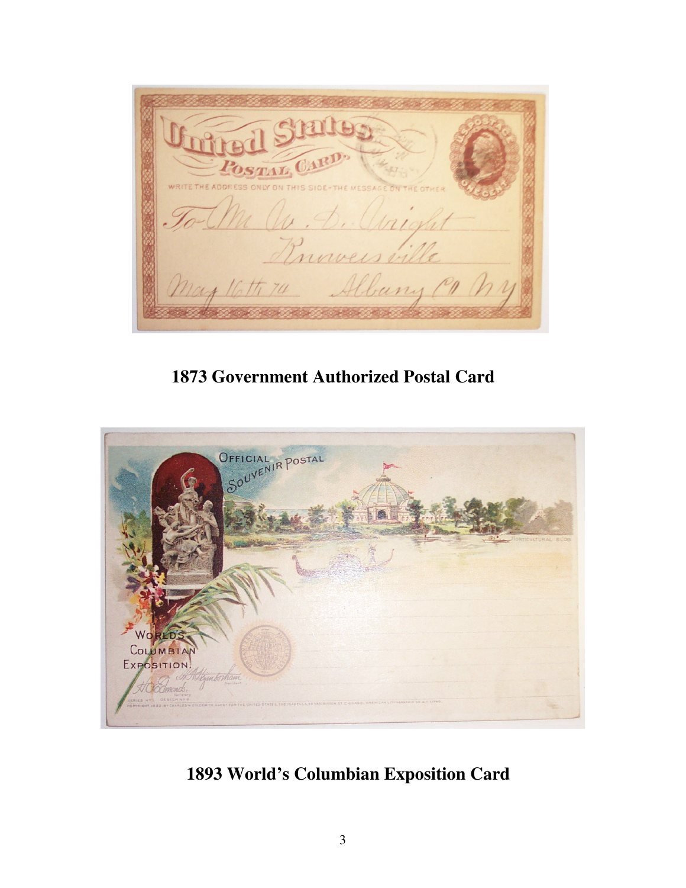**1873 Government Authorized Postal Card**

**1893 World's Columbian Exposition Card**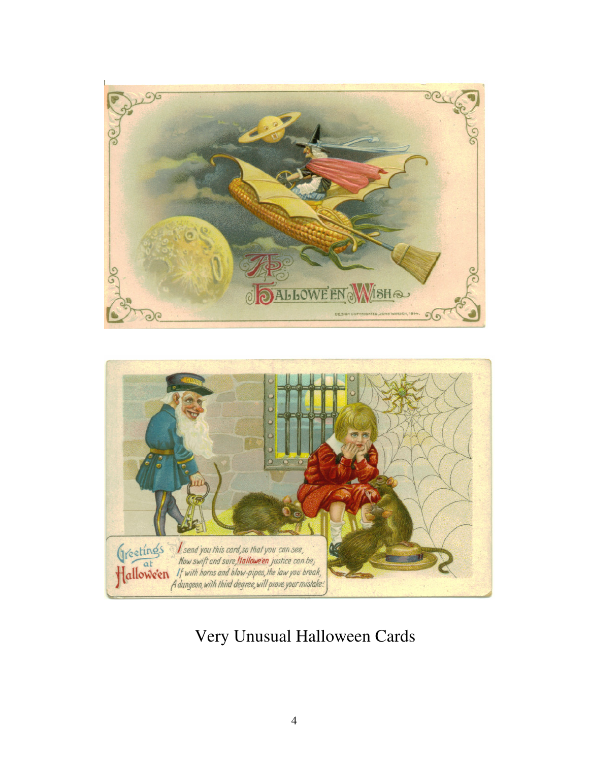Very Unusual Halloween Cards